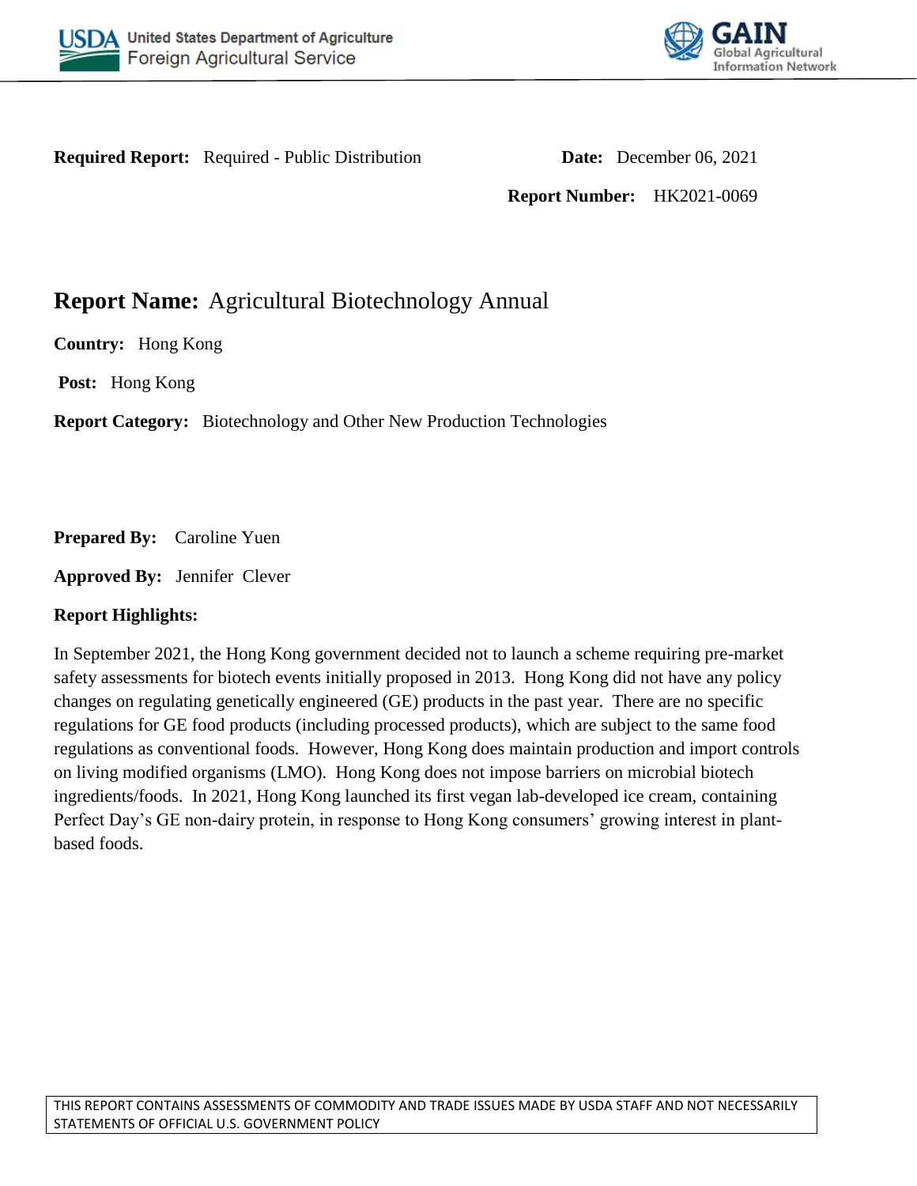**Required Report:** Required - Public Distribution

**Date:** December 06, 2021

**Report Number:** HK2021-0069

# Report Name: Agricultural Biotechnology Annual

**Country:** Hong Kong

**Post:** Hong Kong

**Report Category:** Biotechnology and Other New Production Technologies

**Prepared By:** Caroline Yuen

**Approved By:** Jennifer Clever

**Report Highlights:**

In September 2021, the Hong Kong government decided not to launch a scheme requiring pre-market safety assessments for biotech events initially proposed in 2013. Hong Kong did not have any policy changes on regulating genetically engineered (GE) products in the past year. There are no specific regulations for GE food products (including processed products), which are subject to the same food regulations as conventional foods. However, Hong Kong does maintain production and import controls on living modified organisms (LMO). Hong Kong does not impose barriers on microbial biotech ingredients/foods. In 2021, Hong Kong launched its first vegan lab-developed ice cream, containing Perfect Day's GE non-dairy protein, in response to Hong Kong consumers' growing interest in plant-based foods.

THIS REPORT CONTAINS ASSESSMENTS OF COMMODITY AND TRADE ISSUES MADE BY USDA STAFF AND NOT NECESSARILY STATEMENTS OF OFFICIAL U.S. GOVERNMENT POLICY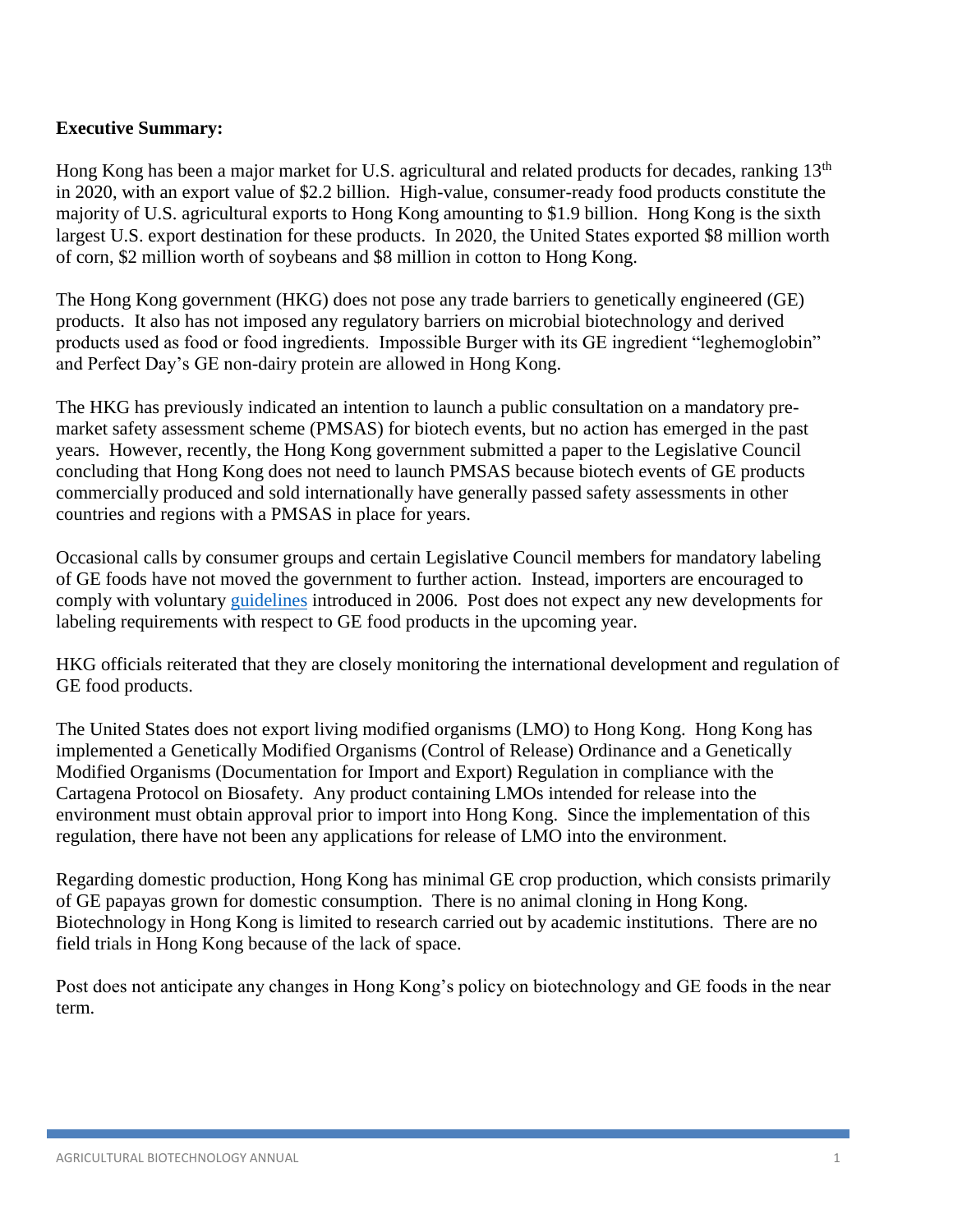**Executive Summary:**

Hong Kong has been a major market for U.S. agricultural and related products for decades, ranking 13th in 2020, with an export value of $2.2 billion. High-value, consumer-ready food products constitute the majority of U.S. agricultural exports to Hong Kong amounting to $1.9 billion. Hong Kong is the sixth largest U.S. export destination for these products. In 2020, the United States exported $8 million worth of corn, $2 million worth of soybeans and $8 million in cotton to Hong Kong.

The Hong Kong government (HKG) does not pose any trade barriers to genetically engineered (GE) products. It also has not imposed any regulatory barriers on microbial biotechnology and derived products used as food or food ingredients. Impossible Burger with its GE ingredient "leghemoglobin" and Perfect Day's GE non-dairy protein are allowed in Hong Kong.

The HKG has previously indicated an intention to launch a public consultation on a mandatory pre-market safety assessment scheme (PMSAS) for biotech events, but no action has emerged in the past years. However, recently, the Hong Kong government submitted a paper to the Legislative Council concluding that Hong Kong does not need to launch PMSAS because biotech events of GE products commercially produced and sold internationally have generally passed safety assessments in other countries and regions with a PMSAS in place for years.

Occasional calls by consumer groups and certain Legislative Council members for mandatory labeling of GE foods have not moved the government to further action. Instead, importers are encouraged to comply with voluntary guidelines introduced in 2006. Post does not expect any new developments for labeling requirements with respect to GE food products in the upcoming year.

HKG officials reiterated that they are closely monitoring the international development and regulation of GE food products.

The United States does not export living modified organisms (LMO) to Hong Kong. Hong Kong has implemented a Genetically Modified Organisms (Control of Release) Ordinance and a Genetically Modified Organisms (Documentation for Import and Export) Regulation in compliance with the Cartagena Protocol on Biosafety. Any product containing LMOs intended for release into the environment must obtain approval prior to import into Hong Kong. Since the implementation of this regulation, there have not been any applications for release of LMO into the environment.

Regarding domestic production, Hong Kong has minimal GE crop production, which consists primarily of GE papayas grown for domestic consumption. There is no animal cloning in Hong Kong. Biotechnology in Hong Kong is limited to research carried out by academic institutions. There are no field trials in Hong Kong because of the lack of space.

Post does not anticipate any changes in Hong Kong's policy on biotechnology and GE foods in the near term.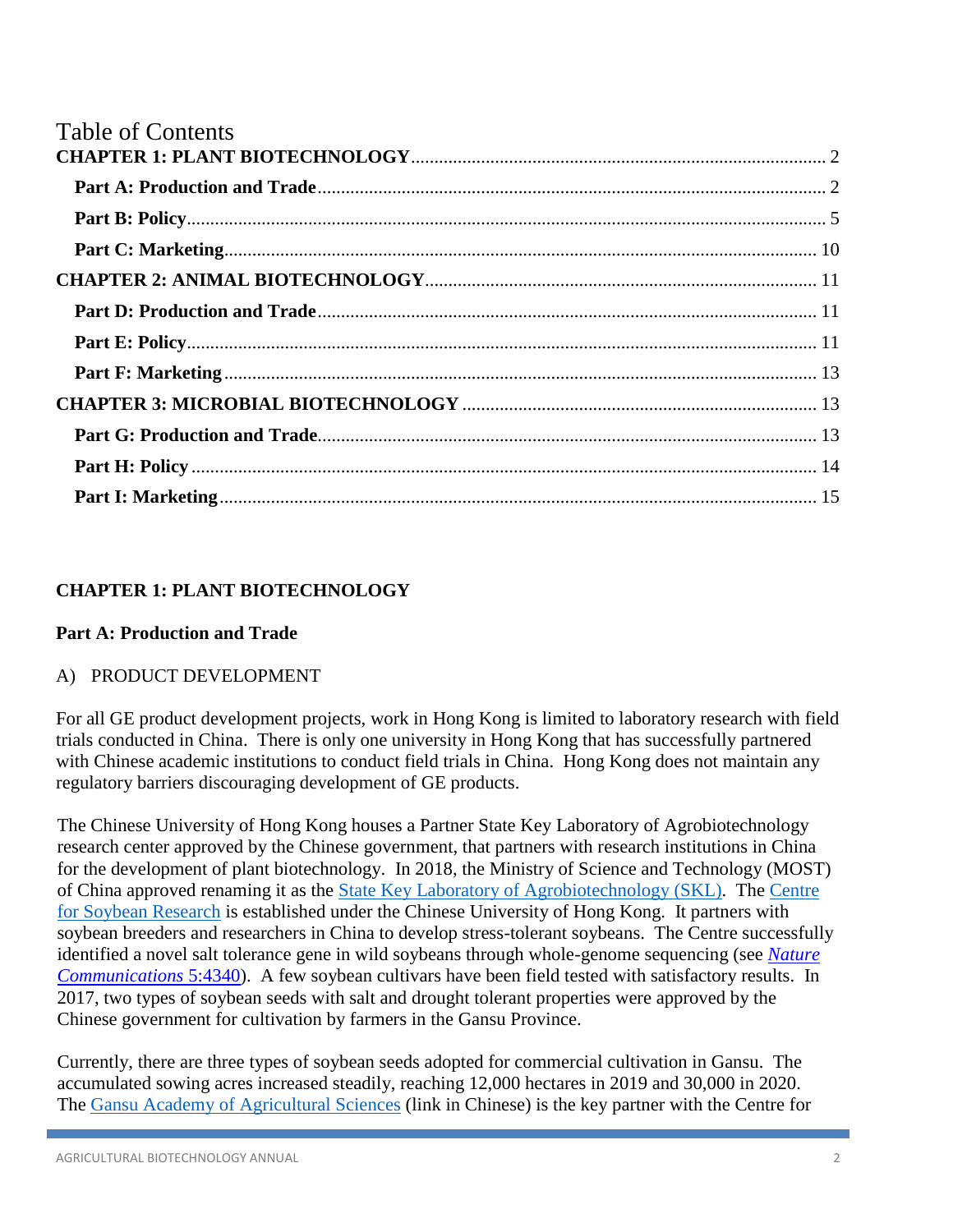# Table of Contents

**CHAPTER 1: PLANT BIOTECHNOLOGY** ..... 2

- **Part A: Production and Trade** ..... 2
- **Part B: Policy** ..... 5
- **Part C: Marketing** ..... 10

**CHAPTER 2: ANIMAL BIOTECHNOLOGY** ..... 11

- **Part D: Production and Trade** ..... 11
- **Part E: Policy** ..... 11
- **Part F: Marketing** ..... 13

**CHAPTER 3: MICROBIAL BIOTECHNOLOGY** ..... 13

- **Part G: Production and Trade** ..... 13
- **Part H: Policy** ..... 14
- **Part I: Marketing** ..... 15

## CHAPTER 1: PLANT BIOTECHNOLOGY

### Part A: Production and Trade

A) PRODUCT DEVELOPMENT

For all GE product development projects, work in Hong Kong is limited to laboratory research with field trials conducted in China. There is only one university in Hong Kong that has successfully partnered with Chinese academic institutions to conduct field trials in China. Hong Kong does not maintain any regulatory barriers discouraging development of GE products.

The Chinese University of Hong Kong houses a Partner State Key Laboratory of Agrobiotechnology research center approved by the Chinese government, that partners with research institutions in China for the development of plant biotechnology. In 2018, the Ministry of Science and Technology (MOST) of China approved renaming it as the State Key Laboratory of Agrobiotechnology (SKL). The Centre for Soybean Research is established under the Chinese University of Hong Kong. It partners with soybean breeders and researchers in China to develop stress-tolerant soybeans. The Centre successfully identified a novel salt tolerance gene in wild soybeans through whole-genome sequencing (see *Nature Communications* 5:4340). A few soybean cultivars have been field tested with satisfactory results. In 2017, two types of soybean seeds with salt and drought tolerant properties were approved by the Chinese government for cultivation by farmers in the Gansu Province.

Currently, there are three types of soybean seeds adopted for commercial cultivation in Gansu. The accumulated sowing acres increased steadily, reaching 12,000 hectares in 2019 and 30,000 in 2020. The Gansu Academy of Agricultural Sciences (link in Chinese) is the key partner with the Centre for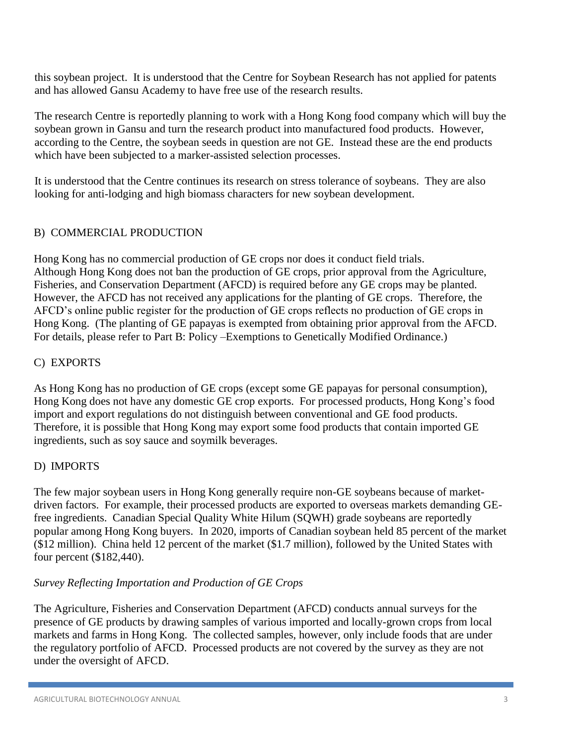this soybean project. It is understood that the Centre for Soybean Research has not applied for patents and has allowed Gansu Academy to have free use of the research results.

The research Centre is reportedly planning to work with a Hong Kong food company which will buy the soybean grown in Gansu and turn the research product into manufactured food products. However, according to the Centre, the soybean seeds in question are not GE. Instead these are the end products which have been subjected to a marker-assisted selection processes.

It is understood that the Centre continues its research on stress tolerance of soybeans. They are also looking for anti-lodging and high biomass characters for new soybean development.

## B) COMMERCIAL PRODUCTION

Hong Kong has no commercial production of GE crops nor does it conduct field trials. Although Hong Kong does not ban the production of GE crops, prior approval from the Agriculture, Fisheries, and Conservation Department (AFCD) is required before any GE crops may be planted. However, the AFCD has not received any applications for the planting of GE crops. Therefore, the AFCD's online public register for the production of GE crops reflects no production of GE crops in Hong Kong. (The planting of GE papayas is exempted from obtaining prior approval from the AFCD. For details, please refer to Part B: Policy –Exemptions to Genetically Modified Ordinance.)

## C) EXPORTS

As Hong Kong has no production of GE crops (except some GE papayas for personal consumption), Hong Kong does not have any domestic GE crop exports. For processed products, Hong Kong's food import and export regulations do not distinguish between conventional and GE food products. Therefore, it is possible that Hong Kong may export some food products that contain imported GE ingredients, such as soy sauce and soymilk beverages.

## D) IMPORTS

The few major soybean users in Hong Kong generally require non-GE soybeans because of market-driven factors. For example, their processed products are exported to overseas markets demanding GE-free ingredients. Canadian Special Quality White Hilum (SQWH) grade soybeans are reportedly popular among Hong Kong buyers. In 2020, imports of Canadian soybean held 85 percent of the market ($12 million). China held 12 percent of the market ($1.7 million), followed by the United States with four percent ($182,440).

*Survey Reflecting Importation and Production of GE Crops*

The Agriculture, Fisheries and Conservation Department (AFCD) conducts annual surveys for the presence of GE products by drawing samples of various imported and locally-grown crops from local markets and farms in Hong Kong. The collected samples, however, only include foods that are under the regulatory portfolio of AFCD. Processed products are not covered by the survey as they are not under the oversight of AFCD.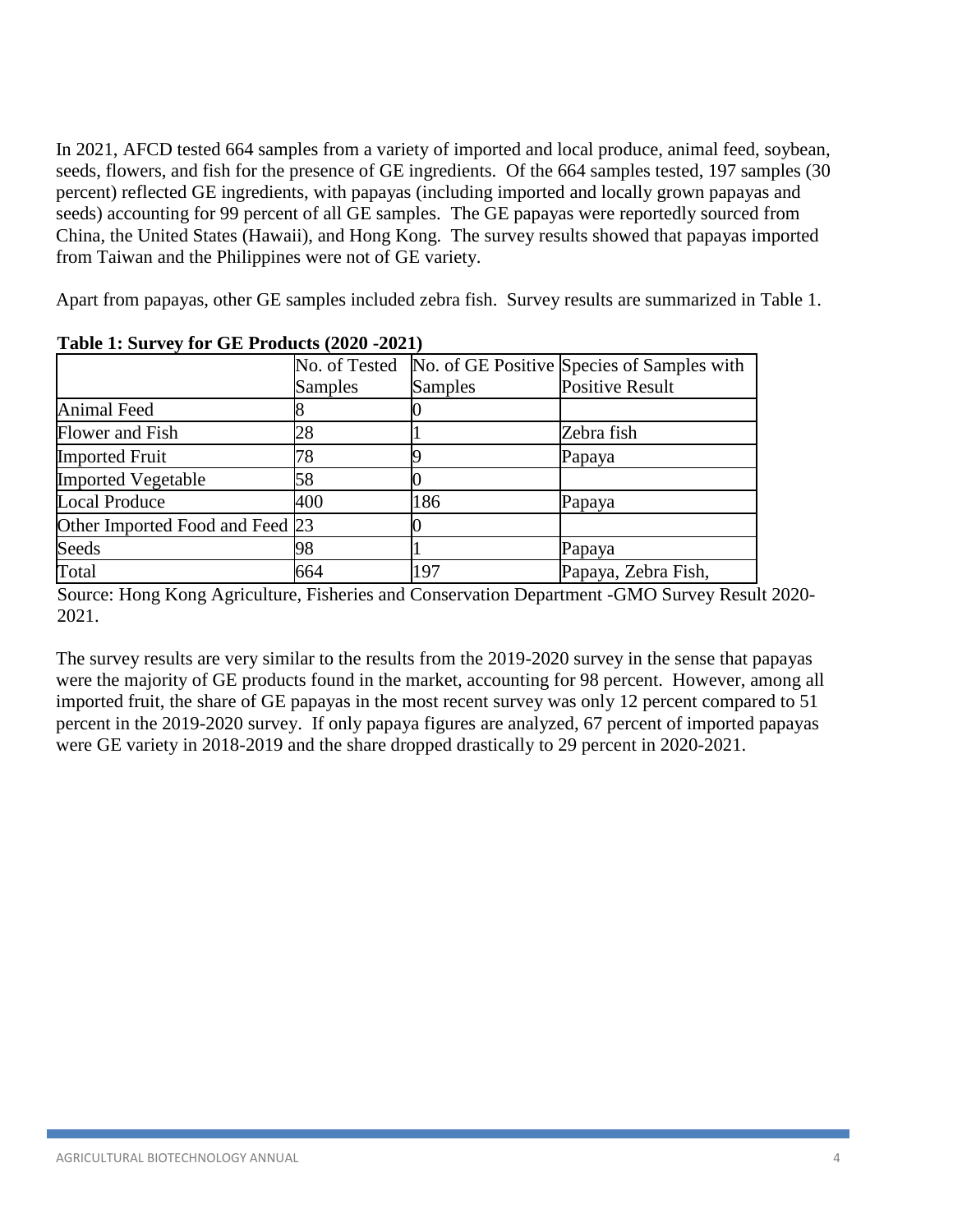In 2021, AFCD tested 664 samples from a variety of imported and local produce, animal feed, soybean, seeds, flowers, and fish for the presence of GE ingredients. Of the 664 samples tested, 197 samples (30 percent) reflected GE ingredients, with papayas (including imported and locally grown papayas and seeds) accounting for 99 percent of all GE samples. The GE papayas were reportedly sourced from China, the United States (Hawaii), and Hong Kong. The survey results showed that papayas imported from Taiwan and the Philippines were not of GE variety.

Apart from papayas, other GE samples included zebra fish. Survey results are summarized in Table 1.

**Table 1: Survey for GE Products (2020 -2021)**

| | No. of Tested Samples | No. of GE Positive Samples | Species of Samples with Positive Result |
|---|---|---|---|
| Animal Feed | 8 | 0 | |
| Flower and Fish | 28 | 1 | Zebra fish |
| Imported Fruit | 78 | 9 | Papaya |
| Imported Vegetable | 58 | 0 | |
| Local Produce | 400 | 186 | Papaya |
| Other Imported Food and Feed | 23 | 0 | |
| Seeds | 98 | 1 | Papaya |
| Total | 664 | 197 | Papaya, Zebra Fish, |

Source: Hong Kong Agriculture, Fisheries and Conservation Department -GMO Survey Result 2020-2021.

The survey results are very similar to the results from the 2019-2020 survey in the sense that papayas were the majority of GE products found in the market, accounting for 98 percent. However, among all imported fruit, the share of GE papayas in the most recent survey was only 12 percent compared to 51 percent in the 2019-2020 survey. If only papaya figures are analyzed, 67 percent of imported papayas were GE variety in 2018-2019 and the share dropped drastically to 29 percent in 2020-2021.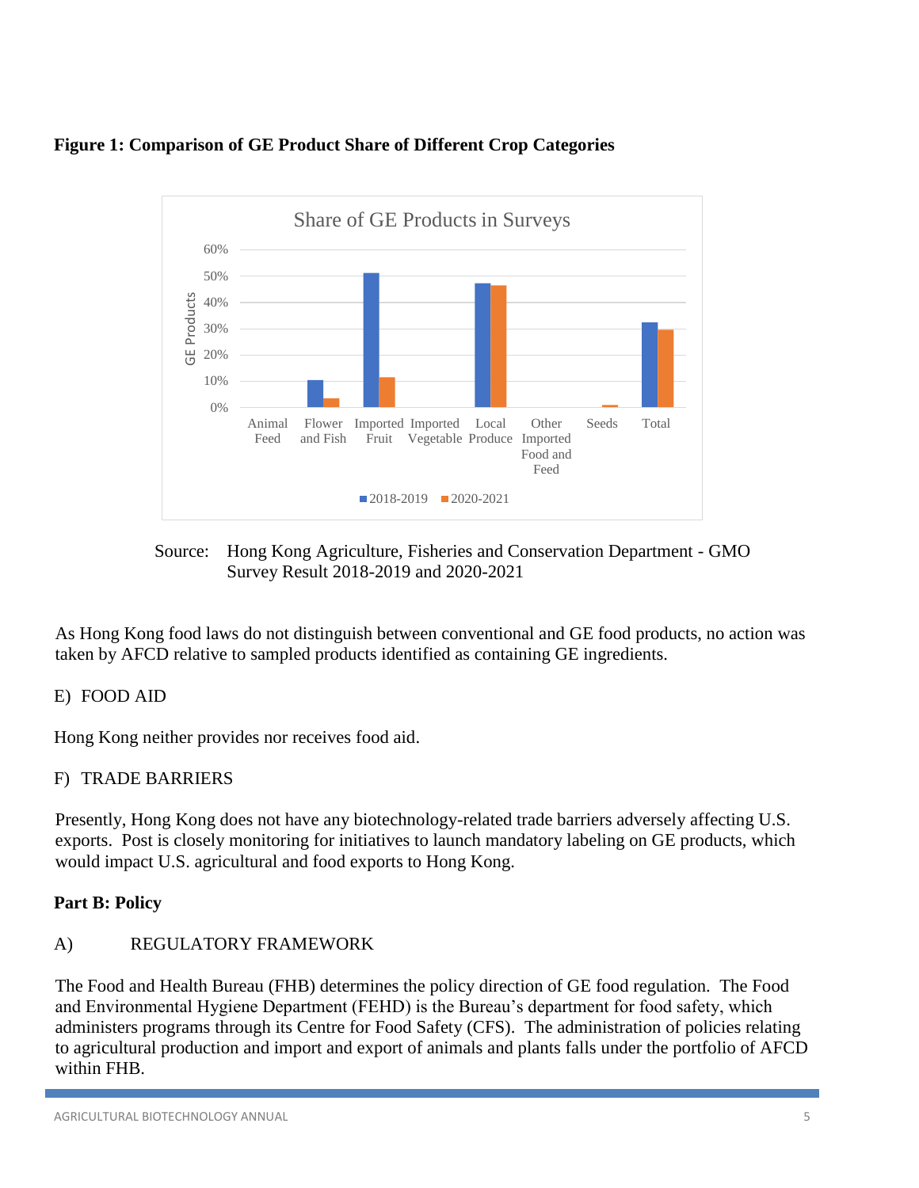**Figure 1: Comparison of GE Product Share of Different Crop Categories**

Source: Hong Kong Agriculture, Fisheries and Conservation Department - GMO Survey Result 2018-2019 and 2020-2021

As Hong Kong food laws do not distinguish between conventional and GE food products, no action was taken by AFCD relative to sampled products identified as containing GE ingredients.

E) FOOD AID

Hong Kong neither provides nor receives food aid.

F) TRADE BARRIERS

Presently, Hong Kong does not have any biotechnology-related trade barriers adversely affecting U.S. exports. Post is closely monitoring for initiatives to launch mandatory labeling on GE products, which would impact U.S. agricultural and food exports to Hong Kong.

## Part B: Policy

A) REGULATORY FRAMEWORK

The Food and Health Bureau (FHB) determines the policy direction of GE food regulation. The Food and Environmental Hygiene Department (FEHD) is the Bureau's department for food safety, which administers programs through its Centre for Food Safety (CFS). The administration of policies relating to agricultural production and import and export of animals and plants falls under the portfolio of AFCD within FHB.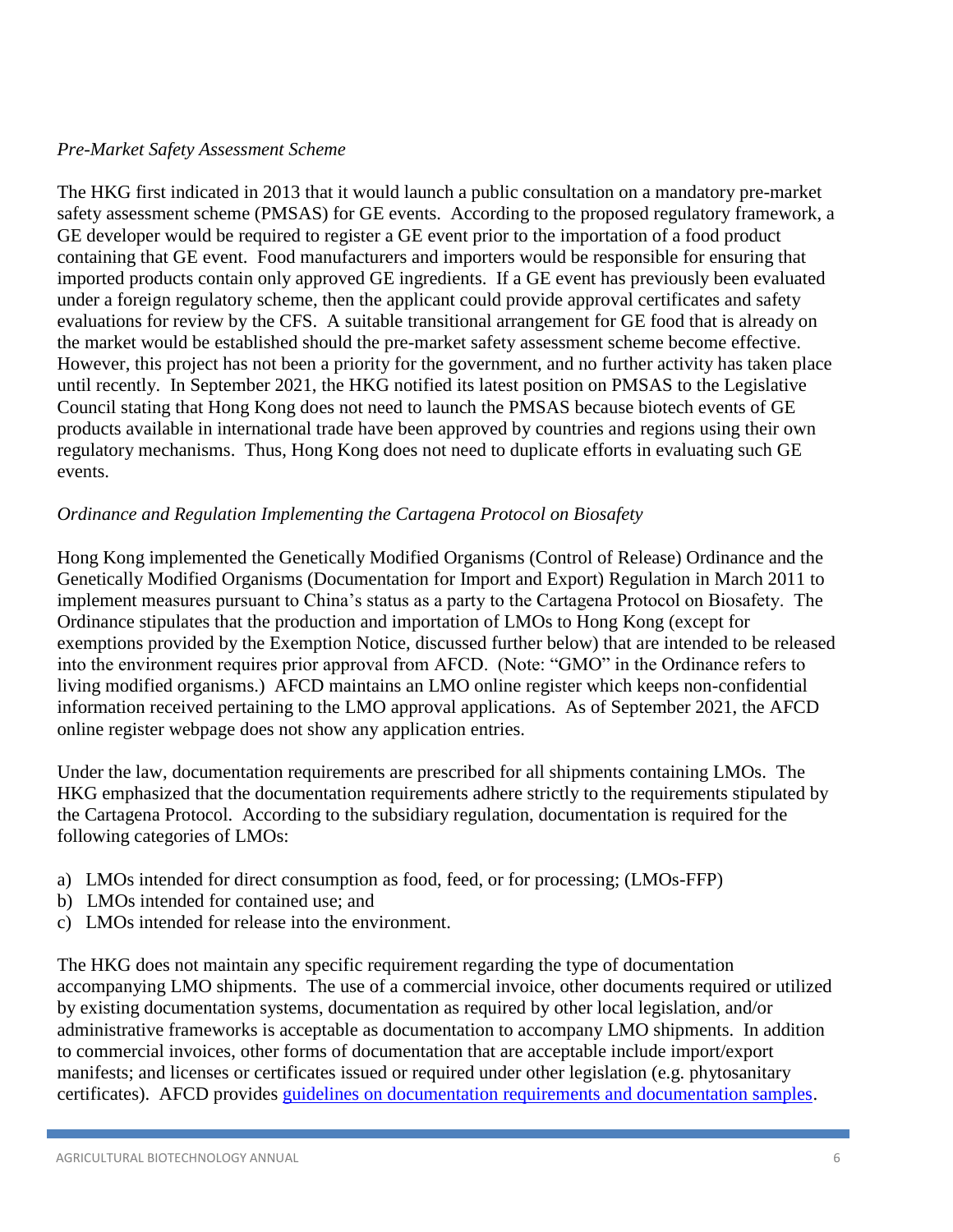*Pre-Market Safety Assessment Scheme*

The HKG first indicated in 2013 that it would launch a public consultation on a mandatory pre-market safety assessment scheme (PMSAS) for GE events. According to the proposed regulatory framework, a GE developer would be required to register a GE event prior to the importation of a food product containing that GE event. Food manufacturers and importers would be responsible for ensuring that imported products contain only approved GE ingredients. If a GE event has previously been evaluated under a foreign regulatory scheme, then the applicant could provide approval certificates and safety evaluations for review by the CFS. A suitable transitional arrangement for GE food that is already on the market would be established should the pre-market safety assessment scheme become effective. However, this project has not been a priority for the government, and no further activity has taken place until recently. In September 2021, the HKG notified its latest position on PMSAS to the Legislative Council stating that Hong Kong does not need to launch the PMSAS because biotech events of GE products available in international trade have been approved by countries and regions using their own regulatory mechanisms. Thus, Hong Kong does not need to duplicate efforts in evaluating such GE events.

*Ordinance and Regulation Implementing the Cartagena Protocol on Biosafety*

Hong Kong implemented the Genetically Modified Organisms (Control of Release) Ordinance and the Genetically Modified Organisms (Documentation for Import and Export) Regulation in March 2011 to implement measures pursuant to China's status as a party to the Cartagena Protocol on Biosafety. The Ordinance stipulates that the production and importation of LMOs to Hong Kong (except for exemptions provided by the Exemption Notice, discussed further below) that are intended to be released into the environment requires prior approval from AFCD. (Note: "GMO" in the Ordinance refers to living modified organisms.) AFCD maintains an LMO online register which keeps non-confidential information received pertaining to the LMO approval applications. As of September 2021, the AFCD online register webpage does not show any application entries.

Under the law, documentation requirements are prescribed for all shipments containing LMOs. The HKG emphasized that the documentation requirements adhere strictly to the requirements stipulated by the Cartagena Protocol. According to the subsidiary regulation, documentation is required for the following categories of LMOs:

a) LMOs intended for direct consumption as food, feed, or for processing; (LMOs-FFP)
b) LMOs intended for contained use; and
c) LMOs intended for release into the environment.

The HKG does not maintain any specific requirement regarding the type of documentation accompanying LMO shipments. The use of a commercial invoice, other documents required or utilized by existing documentation systems, documentation as required by other local legislation, and/or administrative frameworks is acceptable as documentation to accompany LMO shipments. In addition to commercial invoices, other forms of documentation that are acceptable include import/export manifests; and licenses or certificates issued or required under other legislation (e.g. phytosanitary certificates). AFCD provides guidelines on documentation requirements and documentation samples.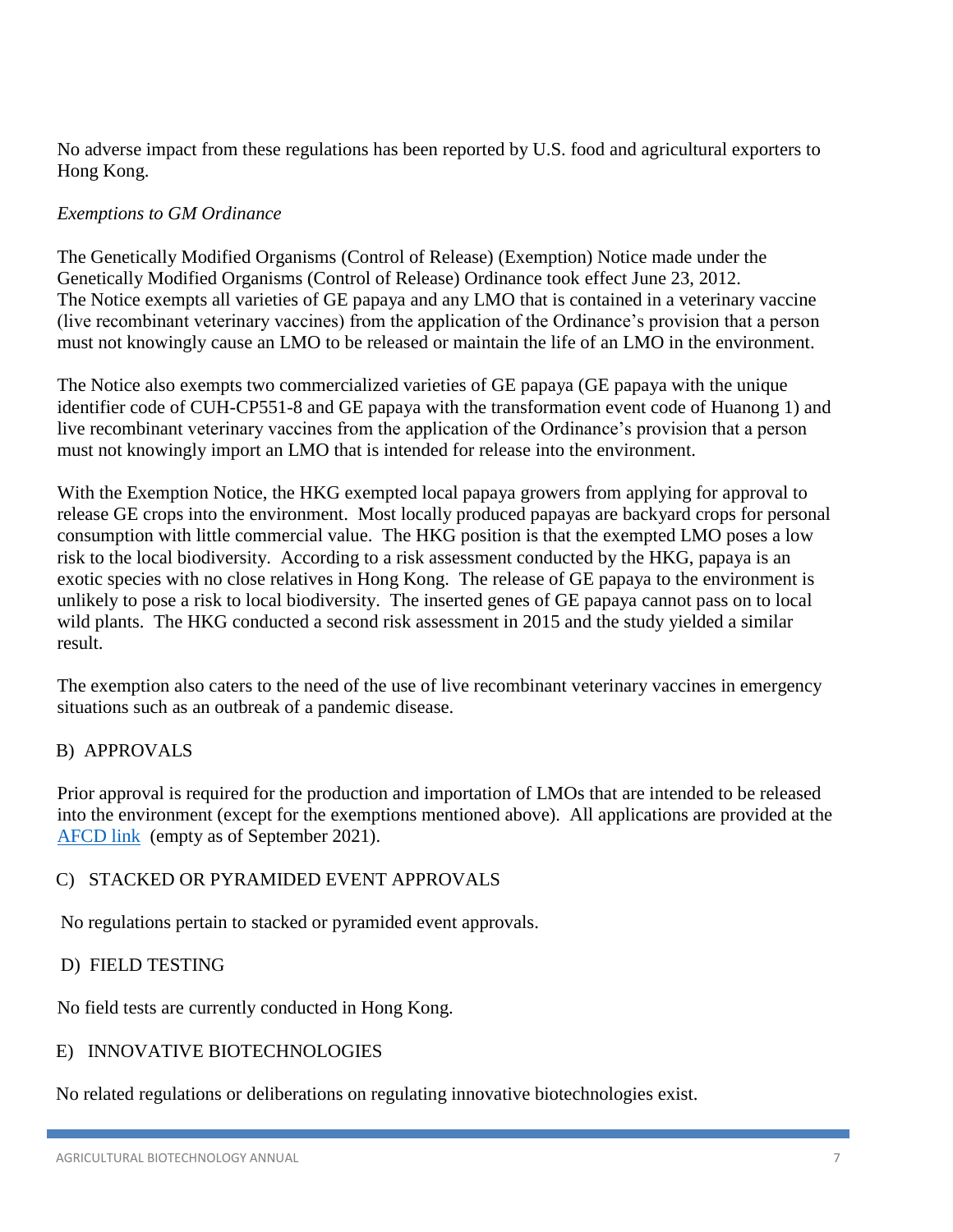No adverse impact from these regulations has been reported by U.S. food and agricultural exporters to Hong Kong.

*Exemptions to GM Ordinance*

The Genetically Modified Organisms (Control of Release) (Exemption) Notice made under the Genetically Modified Organisms (Control of Release) Ordinance took effect June 23, 2012. The Notice exempts all varieties of GE papaya and any LMO that is contained in a veterinary vaccine (live recombinant veterinary vaccines) from the application of the Ordinance's provision that a person must not knowingly cause an LMO to be released or maintain the life of an LMO in the environment.

The Notice also exempts two commercialized varieties of GE papaya (GE papaya with the unique identifier code of CUH-CP551-8 and GE papaya with the transformation event code of Huanong 1) and live recombinant veterinary vaccines from the application of the Ordinance's provision that a person must not knowingly import an LMO that is intended for release into the environment.

With the Exemption Notice, the HKG exempted local papaya growers from applying for approval to release GE crops into the environment. Most locally produced papayas are backyard crops for personal consumption with little commercial value. The HKG position is that the exempted LMO poses a low risk to the local biodiversity. According to a risk assessment conducted by the HKG, papaya is an exotic species with no close relatives in Hong Kong. The release of GE papaya to the environment is unlikely to pose a risk to local biodiversity. The inserted genes of GE papaya cannot pass on to local wild plants. The HKG conducted a second risk assessment in 2015 and the study yielded a similar result.

The exemption also caters to the need of the use of live recombinant veterinary vaccines in emergency situations such as an outbreak of a pandemic disease.

## B) APPROVALS

Prior approval is required for the production and importation of LMOs that are intended to be released into the environment (except for the exemptions mentioned above). All applications are provided at the [AFCD link](#) (empty as of September 2021).

## C) STACKED OR PYRAMIDED EVENT APPROVALS

No regulations pertain to stacked or pyramided event approvals.

## D) FIELD TESTING

No field tests are currently conducted in Hong Kong.

## E) INNOVATIVE BIOTECHNOLOGIES

No related regulations or deliberations on regulating innovative biotechnologies exist.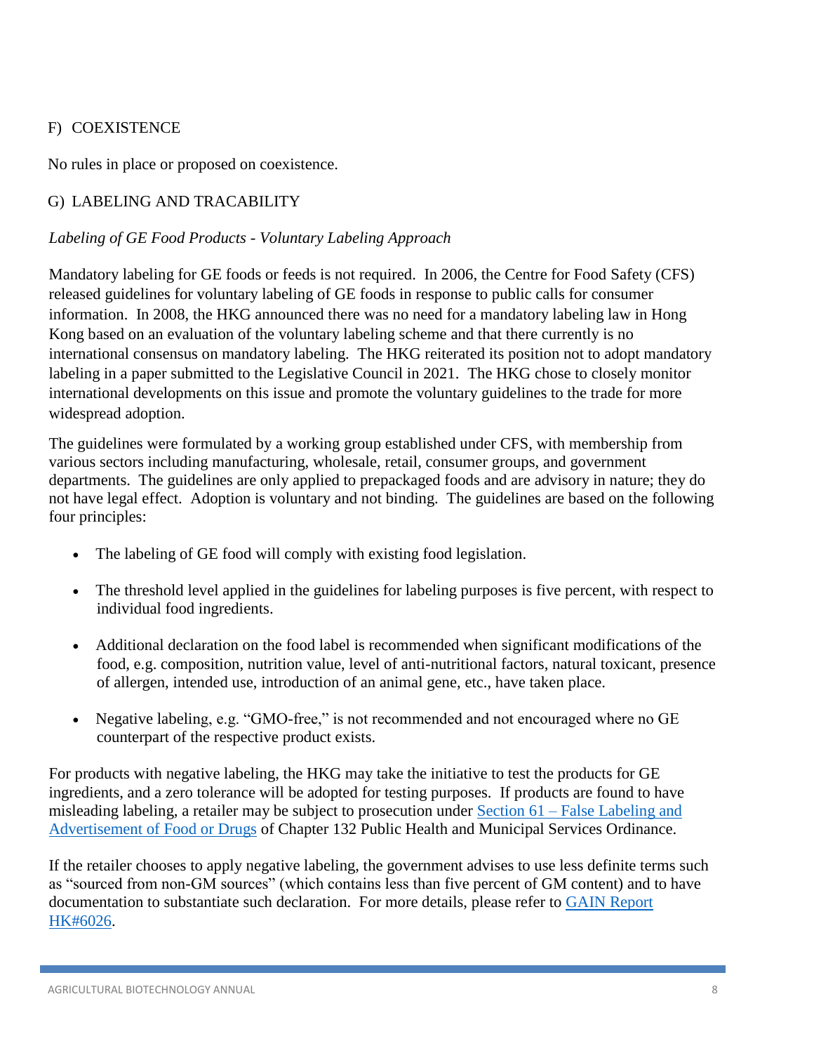## F) COEXISTENCE

No rules in place or proposed on coexistence.

## G) LABELING AND TRACABILITY

*Labeling of GE Food Products - Voluntary Labeling Approach*

Mandatory labeling for GE foods or feeds is not required. In 2006, the Centre for Food Safety (CFS) released guidelines for voluntary labeling of GE foods in response to public calls for consumer information. In 2008, the HKG announced there was no need for a mandatory labeling law in Hong Kong based on an evaluation of the voluntary labeling scheme and that there currently is no international consensus on mandatory labeling. The HKG reiterated its position not to adopt mandatory labeling in a paper submitted to the Legislative Council in 2021. The HKG chose to closely monitor international developments on this issue and promote the voluntary guidelines to the trade for more widespread adoption.

The guidelines were formulated by a working group established under CFS, with membership from various sectors including manufacturing, wholesale, retail, consumer groups, and government departments. The guidelines are only applied to prepackaged foods and are advisory in nature; they do not have legal effect. Adoption is voluntary and not binding. The guidelines are based on the following four principles:

- The labeling of GE food will comply with existing food legislation.
- The threshold level applied in the guidelines for labeling purposes is five percent, with respect to individual food ingredients.
- Additional declaration on the food label is recommended when significant modifications of the food, e.g. composition, nutrition value, level of anti-nutritional factors, natural toxicant, presence of allergen, intended use, introduction of an animal gene, etc., have taken place.
- Negative labeling, e.g. "GMO-free," is not recommended and not encouraged where no GE counterpart of the respective product exists.

For products with negative labeling, the HKG may take the initiative to test the products for GE ingredients, and a zero tolerance will be adopted for testing purposes. If products are found to have misleading labeling, a retailer may be subject to prosecution under [Section 61 – False Labeling and Advertisement of Food or Drugs] of Chapter 132 Public Health and Municipal Services Ordinance.

If the retailer chooses to apply negative labeling, the government advises to use less definite terms such as "sourced from non-GM sources" (which contains less than five percent of GM content) and to have documentation to substantiate such declaration. For more details, please refer to [GAIN Report HK#6026].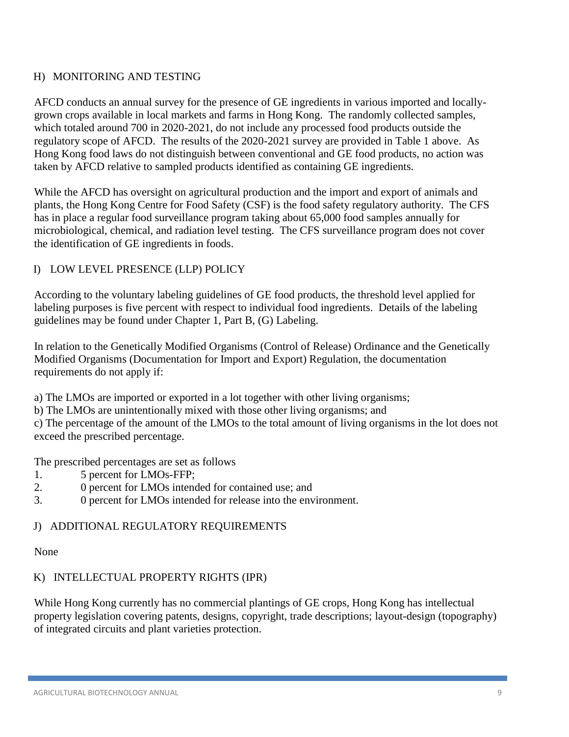## H) MONITORING AND TESTING

AFCD conducts an annual survey for the presence of GE ingredients in various imported and locally-grown crops available in local markets and farms in Hong Kong. The randomly collected samples, which totaled around 700 in 2020-2021, do not include any processed food products outside the regulatory scope of AFCD. The results of the 2020-2021 survey are provided in Table 1 above. As Hong Kong food laws do not distinguish between conventional and GE food products, no action was taken by AFCD relative to sampled products identified as containing GE ingredients.

While the AFCD has oversight on agricultural production and the import and export of animals and plants, the Hong Kong Centre for Food Safety (CSF) is the food safety regulatory authority. The CFS has in place a regular food surveillance program taking about 65,000 food samples annually for microbiological, chemical, and radiation level testing. The CFS surveillance program does not cover the identification of GE ingredients in foods.

## I) LOW LEVEL PRESENCE (LLP) POLICY

According to the voluntary labeling guidelines of GE food products, the threshold level applied for labeling purposes is five percent with respect to individual food ingredients. Details of the labeling guidelines may be found under Chapter 1, Part B, (G) Labeling.

In relation to the Genetically Modified Organisms (Control of Release) Ordinance and the Genetically Modified Organisms (Documentation for Import and Export) Regulation, the documentation requirements do not apply if:

a) The LMOs are imported or exported in a lot together with other living organisms;
b) The LMOs are unintentionally mixed with those other living organisms; and
c) The percentage of the amount of the LMOs to the total amount of living organisms in the lot does not exceed the prescribed percentage.

The prescribed percentages are set as follows

1. 5 percent for LMOs-FFP;
2. 0 percent for LMOs intended for contained use; and
3. 0 percent for LMOs intended for release into the environment.

## J) ADDITIONAL REGULATORY REQUIREMENTS

None

## K) INTELLECTUAL PROPERTY RIGHTS (IPR)

While Hong Kong currently has no commercial plantings of GE crops, Hong Kong has intellectual property legislation covering patents, designs, copyright, trade descriptions; layout-design (topography) of integrated circuits and plant varieties protection.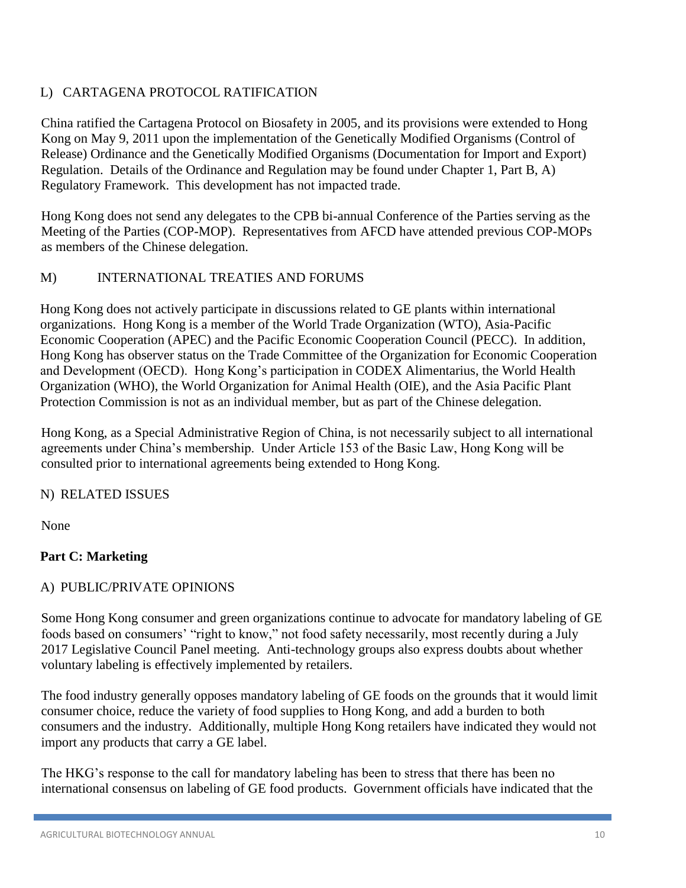### L) CARTAGENA PROTOCOL RATIFICATION

China ratified the Cartagena Protocol on Biosafety in 2005, and its provisions were extended to Hong Kong on May 9, 2011 upon the implementation of the Genetically Modified Organisms (Control of Release) Ordinance and the Genetically Modified Organisms (Documentation for Import and Export) Regulation. Details of the Ordinance and Regulation may be found under Chapter 1, Part B, A) Regulatory Framework. This development has not impacted trade.

Hong Kong does not send any delegates to the CPB bi-annual Conference of the Parties serving as the Meeting of the Parties (COP-MOP). Representatives from AFCD have attended previous COP-MOPs as members of the Chinese delegation.

### M) INTERNATIONAL TREATIES AND FORUMS

Hong Kong does not actively participate in discussions related to GE plants within international organizations. Hong Kong is a member of the World Trade Organization (WTO), Asia-Pacific Economic Cooperation (APEC) and the Pacific Economic Cooperation Council (PECC). In addition, Hong Kong has observer status on the Trade Committee of the Organization for Economic Cooperation and Development (OECD). Hong Kong's participation in CODEX Alimentarius, the World Health Organization (WHO), the World Organization for Animal Health (OIE), and the Asia Pacific Plant Protection Commission is not as an individual member, but as part of the Chinese delegation.

Hong Kong, as a Special Administrative Region of China, is not necessarily subject to all international agreements under China's membership. Under Article 153 of the Basic Law, Hong Kong will be consulted prior to international agreements being extended to Hong Kong.

### N) RELATED ISSUES

None

## Part C: Marketing

### A) PUBLIC/PRIVATE OPINIONS

Some Hong Kong consumer and green organizations continue to advocate for mandatory labeling of GE foods based on consumers' "right to know," not food safety necessarily, most recently during a July 2017 Legislative Council Panel meeting. Anti-technology groups also express doubts about whether voluntary labeling is effectively implemented by retailers.

The food industry generally opposes mandatory labeling of GE foods on the grounds that it would limit consumer choice, reduce the variety of food supplies to Hong Kong, and add a burden to both consumers and the industry. Additionally, multiple Hong Kong retailers have indicated they would not import any products that carry a GE label.

The HKG's response to the call for mandatory labeling has been to stress that there has been no international consensus on labeling of GE food products. Government officials have indicated that the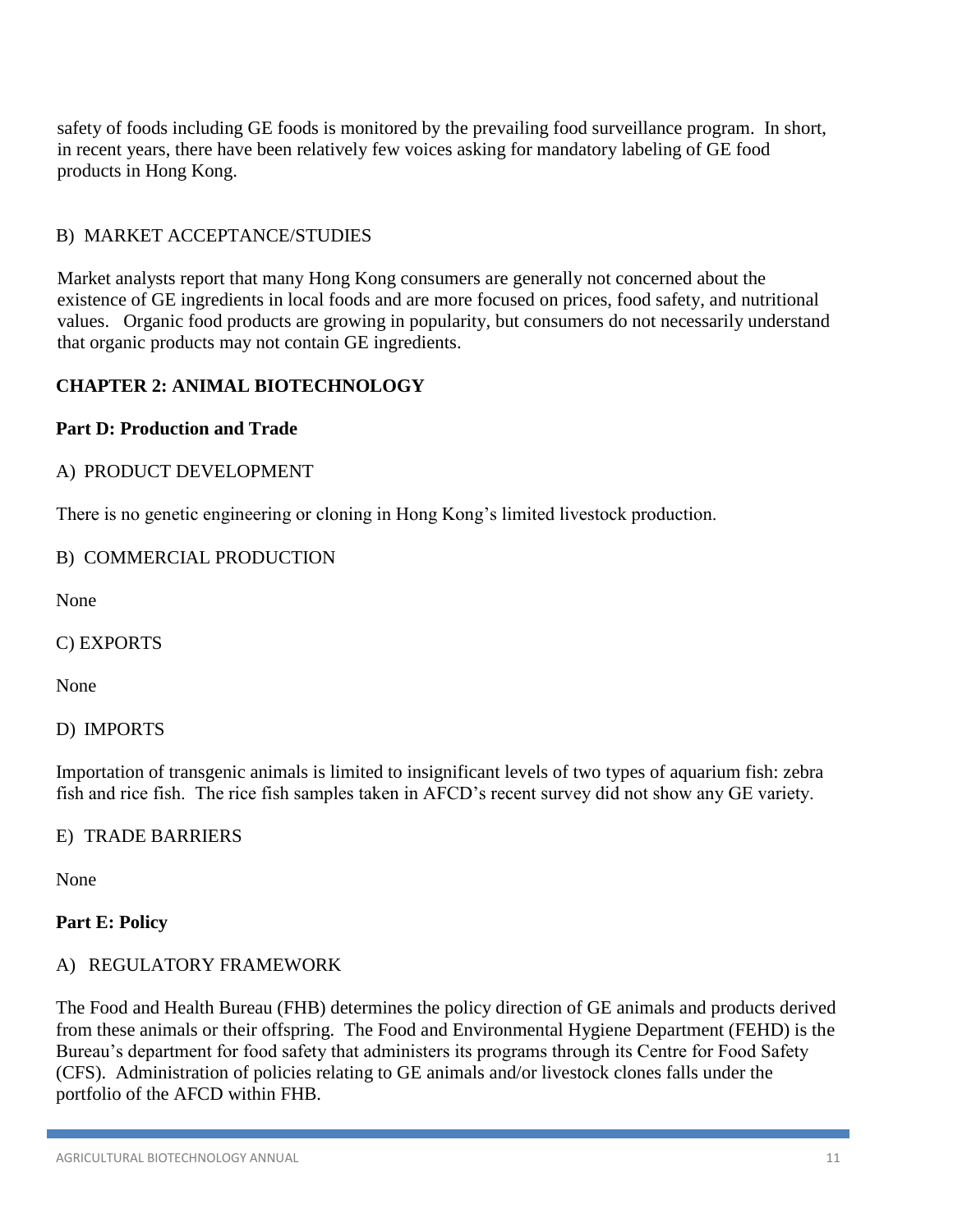safety of foods including GE foods is monitored by the prevailing food surveillance program. In short, in recent years, there have been relatively few voices asking for mandatory labeling of GE food products in Hong Kong.

B) MARKET ACCEPTANCE/STUDIES

Market analysts report that many Hong Kong consumers are generally not concerned about the existence of GE ingredients in local foods and are more focused on prices, food safety, and nutritional values. Organic food products are growing in popularity, but consumers do not necessarily understand that organic products may not contain GE ingredients.

## CHAPTER 2: ANIMAL BIOTECHNOLOGY

### Part D: Production and Trade

A) PRODUCT DEVELOPMENT

There is no genetic engineering or cloning in Hong Kong's limited livestock production.

B) COMMERCIAL PRODUCTION

None

C) EXPORTS

None

D) IMPORTS

Importation of transgenic animals is limited to insignificant levels of two types of aquarium fish: zebra fish and rice fish. The rice fish samples taken in AFCD's recent survey did not show any GE variety.

E) TRADE BARRIERS

None

### Part E: Policy

A) REGULATORY FRAMEWORK

The Food and Health Bureau (FHB) determines the policy direction of GE animals and products derived from these animals or their offspring. The Food and Environmental Hygiene Department (FEHD) is the Bureau's department for food safety that administers its programs through its Centre for Food Safety (CFS). Administration of policies relating to GE animals and/or livestock clones falls under the portfolio of the AFCD within FHB.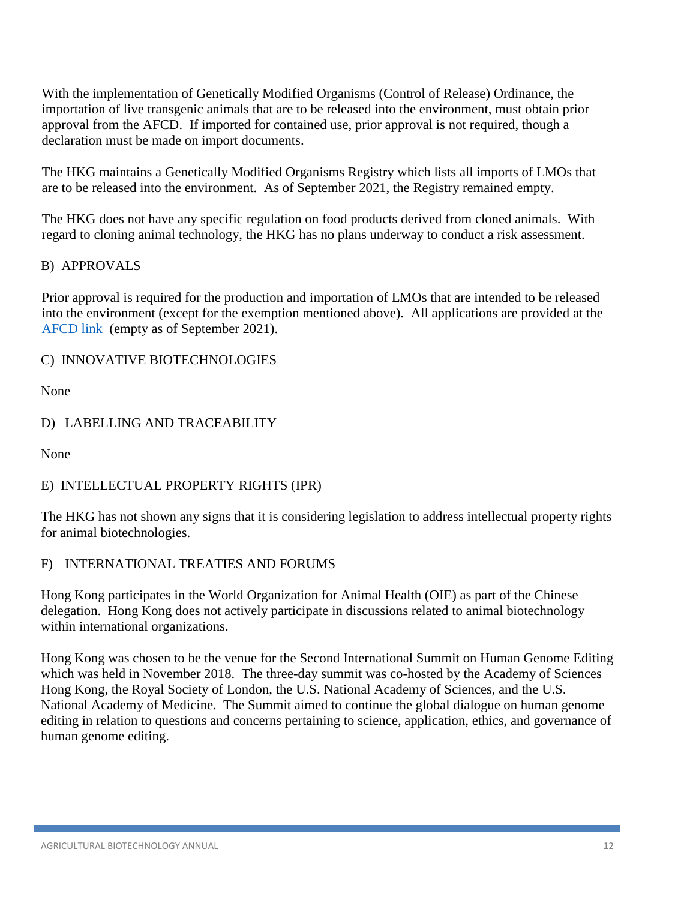With the implementation of Genetically Modified Organisms (Control of Release) Ordinance, the importation of live transgenic animals that are to be released into the environment, must obtain prior approval from the AFCD. If imported for contained use, prior approval is not required, though a declaration must be made on import documents.

The HKG maintains a Genetically Modified Organisms Registry which lists all imports of LMOs that are to be released into the environment. As of September 2021, the Registry remained empty.

The HKG does not have any specific regulation on food products derived from cloned animals. With regard to cloning animal technology, the HKG has no plans underway to conduct a risk assessment.

## B) APPROVALS

Prior approval is required for the production and importation of LMOs that are intended to be released into the environment (except for the exemption mentioned above). All applications are provided at the AFCD link (empty as of September 2021).

## C) INNOVATIVE BIOTECHNOLOGIES

None

## D) LABELLING AND TRACEABILITY

None

## E) INTELLECTUAL PROPERTY RIGHTS (IPR)

The HKG has not shown any signs that it is considering legislation to address intellectual property rights for animal biotechnologies.

## F) INTERNATIONAL TREATIES AND FORUMS

Hong Kong participates in the World Organization for Animal Health (OIE) as part of the Chinese delegation. Hong Kong does not actively participate in discussions related to animal biotechnology within international organizations.

Hong Kong was chosen to be the venue for the Second International Summit on Human Genome Editing which was held in November 2018. The three-day summit was co-hosted by the Academy of Sciences Hong Kong, the Royal Society of London, the U.S. National Academy of Sciences, and the U.S. National Academy of Medicine. The Summit aimed to continue the global dialogue on human genome editing in relation to questions and concerns pertaining to science, application, ethics, and governance of human genome editing.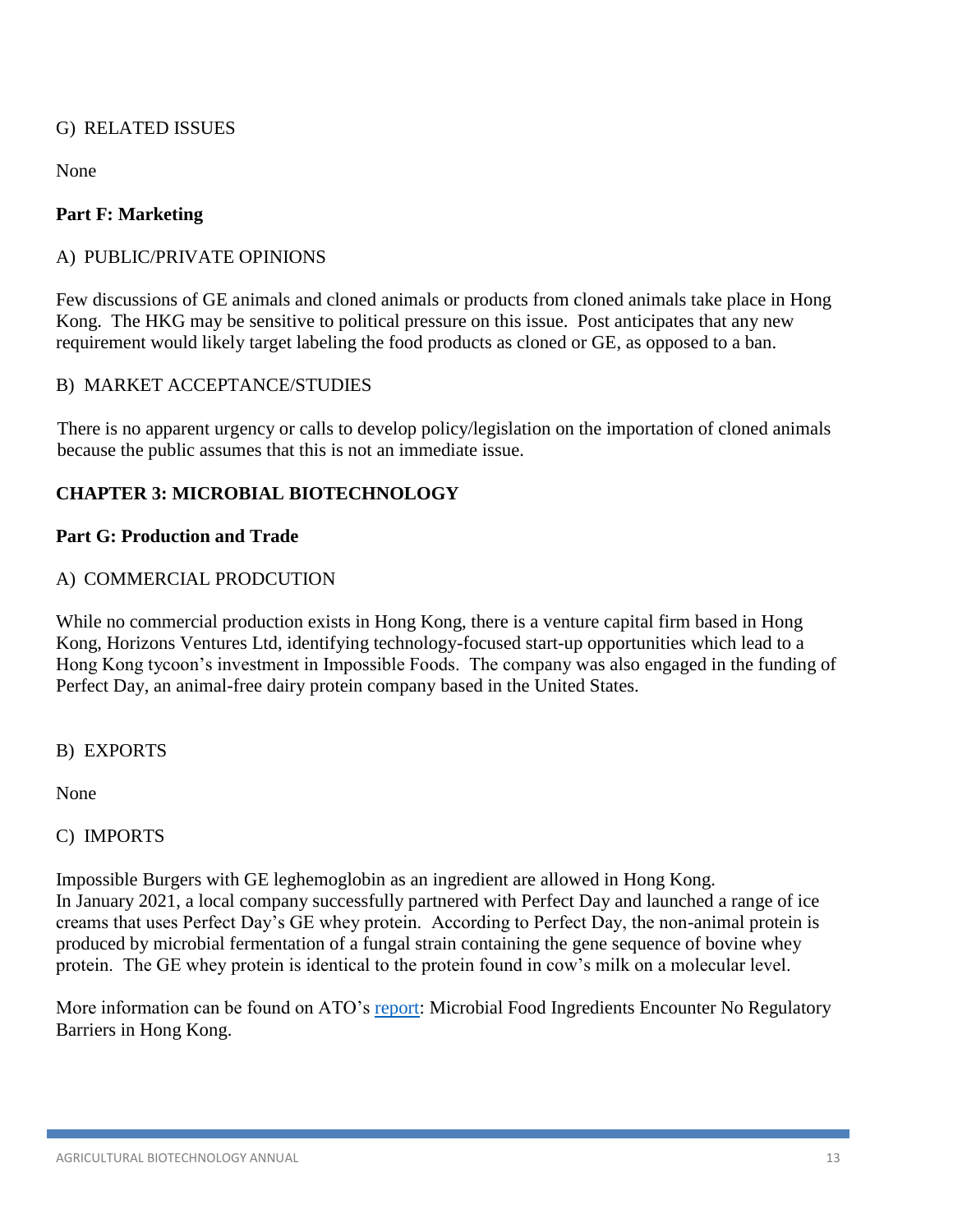G) RELATED ISSUES

None

**Part F: Marketing**

A) PUBLIC/PRIVATE OPINIONS

Few discussions of GE animals and cloned animals or products from cloned animals take place in Hong Kong. The HKG may be sensitive to political pressure on this issue. Post anticipates that any new requirement would likely target labeling the food products as cloned or GE, as opposed to a ban.

B) MARKET ACCEPTANCE/STUDIES

There is no apparent urgency or calls to develop policy/legislation on the importation of cloned animals because the public assumes that this is not an immediate issue.

## CHAPTER 3: MICROBIAL BIOTECHNOLOGY

**Part G: Production and Trade**

A) COMMERCIAL PRODCUTION

While no commercial production exists in Hong Kong, there is a venture capital firm based in Hong Kong, Horizons Ventures Ltd, identifying technology-focused start-up opportunities which lead to a Hong Kong tycoon's investment in Impossible Foods. The company was also engaged in the funding of Perfect Day, an animal-free dairy protein company based in the United States.

B) EXPORTS

None

C) IMPORTS

Impossible Burgers with GE leghemoglobin as an ingredient are allowed in Hong Kong.
In January 2021, a local company successfully partnered with Perfect Day and launched a range of ice creams that uses Perfect Day's GE whey protein. According to Perfect Day, the non-animal protein is produced by microbial fermentation of a fungal strain containing the gene sequence of bovine whey protein. The GE whey protein is identical to the protein found in cow's milk on a molecular level.

More information can be found on ATO's report: Microbial Food Ingredients Encounter No Regulatory Barriers in Hong Kong.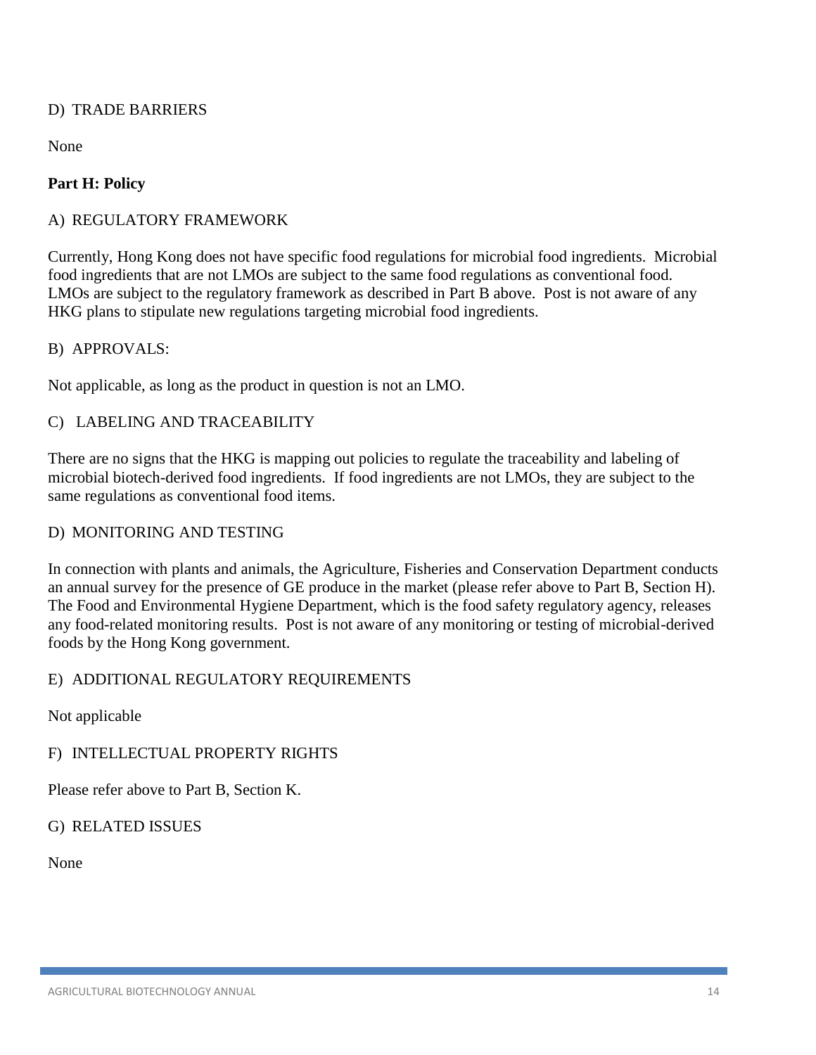D) TRADE BARRIERS

None

**Part H: Policy**

A) REGULATORY FRAMEWORK

Currently, Hong Kong does not have specific food regulations for microbial food ingredients. Microbial food ingredients that are not LMOs are subject to the same food regulations as conventional food. LMOs are subject to the regulatory framework as described in Part B above. Post is not aware of any HKG plans to stipulate new regulations targeting microbial food ingredients.

B) APPROVALS:

Not applicable, as long as the product in question is not an LMO.

C) LABELING AND TRACEABILITY

There are no signs that the HKG is mapping out policies to regulate the traceability and labeling of microbial biotech-derived food ingredients. If food ingredients are not LMOs, they are subject to the same regulations as conventional food items.

D) MONITORING AND TESTING

In connection with plants and animals, the Agriculture, Fisheries and Conservation Department conducts an annual survey for the presence of GE produce in the market (please refer above to Part B, Section H). The Food and Environmental Hygiene Department, which is the food safety regulatory agency, releases any food-related monitoring results. Post is not aware of any monitoring or testing of microbial-derived foods by the Hong Kong government.

E) ADDITIONAL REGULATORY REQUIREMENTS

Not applicable

F) INTELLECTUAL PROPERTY RIGHTS

Please refer above to Part B, Section K.

G) RELATED ISSUES

None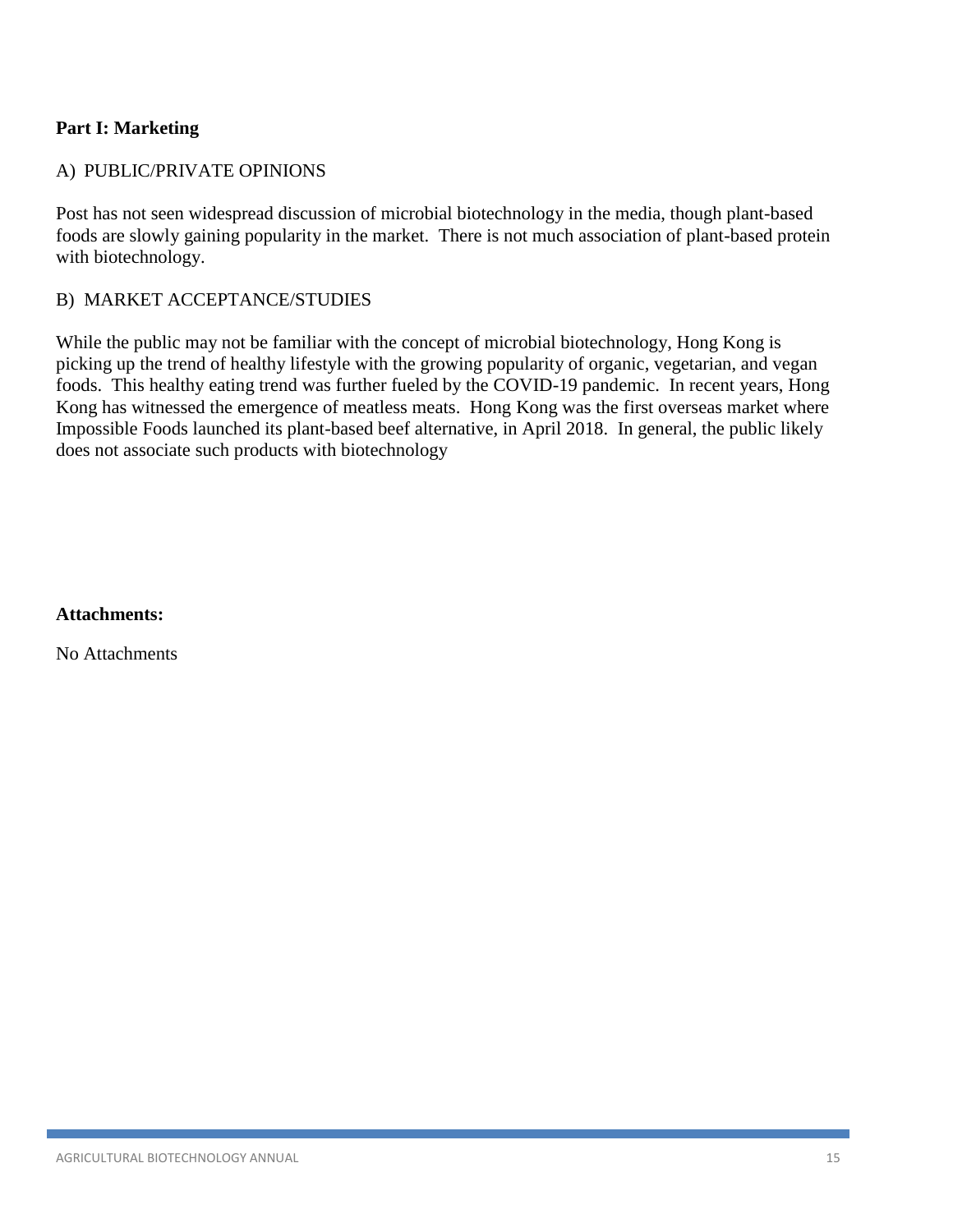**Part I: Marketing**

A) PUBLIC/PRIVATE OPINIONS

Post has not seen widespread discussion of microbial biotechnology in the media, though plant-based foods are slowly gaining popularity in the market. There is not much association of plant-based protein with biotechnology.

B) MARKET ACCEPTANCE/STUDIES

While the public may not be familiar with the concept of microbial biotechnology, Hong Kong is picking up the trend of healthy lifestyle with the growing popularity of organic, vegetarian, and vegan foods. This healthy eating trend was further fueled by the COVID-19 pandemic. In recent years, Hong Kong has witnessed the emergence of meatless meats. Hong Kong was the first overseas market where Impossible Foods launched its plant-based beef alternative, in April 2018. In general, the public likely does not associate such products with biotechnology

**Attachments:**

No Attachments